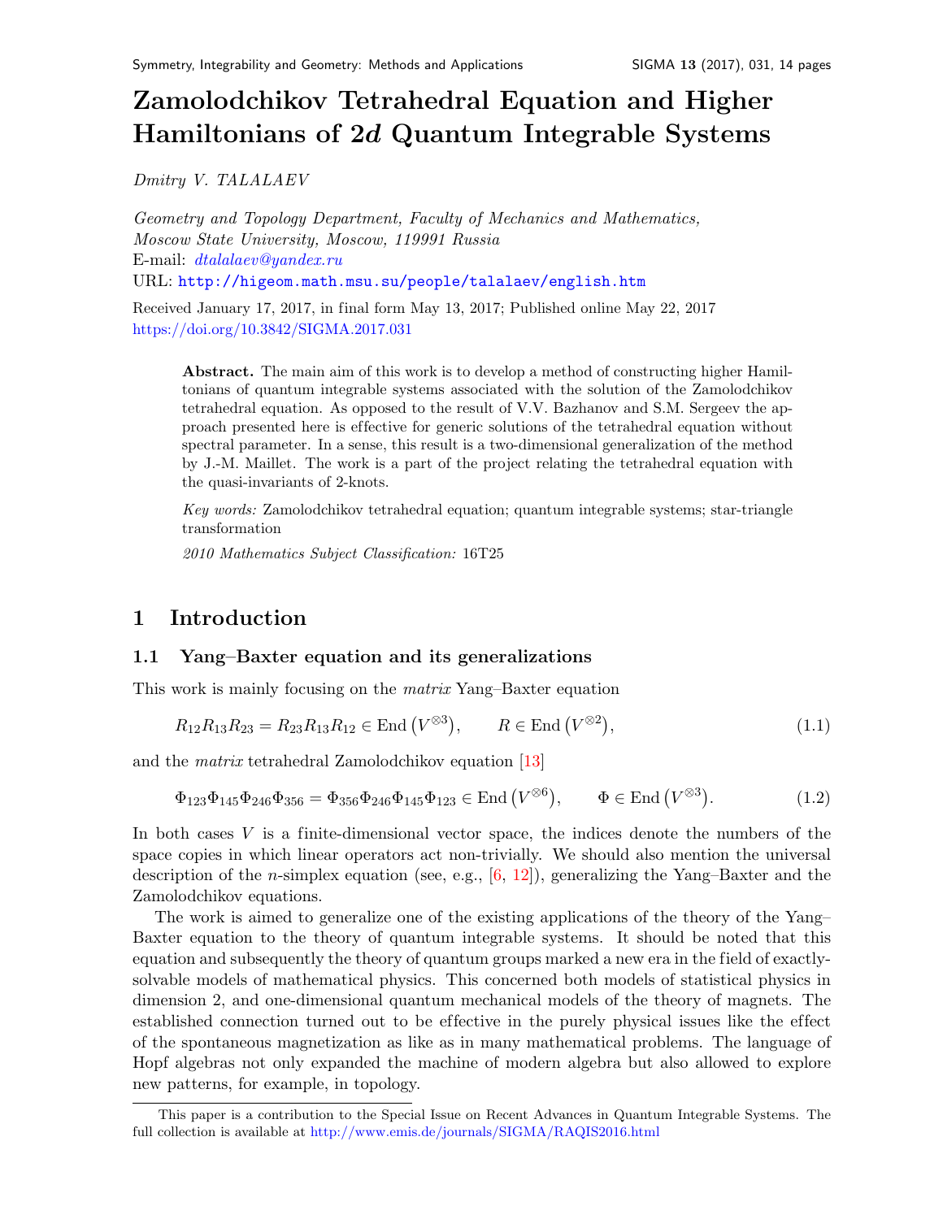# Zamolodchikov Tetrahedral Equation and Higher Hamiltonians of 2*d* Quantum Integrable Systems

*Dmitry V. TALALAEV*

*Geometry and Topology Department, Faculty of Mechanics and Mathematics, Moscow State University, Moscow, 119991 Russia*
E-mail: *dtalalaev@yandex.ru*
URL: http://higeom.math.msu.su/people/talalaev/english.htm

Received January 17, 2017, in final form May 13, 2017; Published online May 22, 2017
https://doi.org/10.3842/SIGMA.2017.031

> **Abstract.** The main aim of this work is to develop a method of constructing higher Hamiltonians of quantum integrable systems associated with the solution of the Zamolodchikov tetrahedral equation. As opposed to the result of V.V. Bazhanov and S.M. Sergeev the approach presented here is effective for generic solutions of the tetrahedral equation without spectral parameter. In a sense, this result is a two-dimensional generalization of the method by J.-M. Maillet. The work is a part of the project relating the tetrahedral equation with the quasi-invariants of 2-knots.
>
> *Key words:* Zamolodchikov tetrahedral equation; quantum integrable systems; star-triangle transformation
>
> *2010 Mathematics Subject Classification:* 16T25

## 1 Introduction

### 1.1 Yang–Baxter equation and its generalizations

This work is mainly focusing on the *matrix* Yang–Baxter equation

$$R_{12}R_{13}R_{23} = R_{23}R_{13}R_{12} \in \operatorname{End}\left(V^{\otimes 3}\right), \qquad R \in \operatorname{End}\left(V^{\otimes 2}\right), \tag{1.1}$$

and the *matrix* tetrahedral Zamolodchikov equation [13]

$$\Phi_{123}\Phi_{145}\Phi_{246}\Phi_{356} = \Phi_{356}\Phi_{246}\Phi_{145}\Phi_{123} \in \operatorname{End}\left(V^{\otimes 6}\right), \qquad \Phi \in \operatorname{End}\left(V^{\otimes 3}\right). \tag{1.2}$$

In both cases $V$ is a finite-dimensional vector space, the indices denote the numbers of the space copies in which linear operators act non-trivially. We should also mention the universal description of the $n$-simplex equation (see, e.g., [6, 12]), generalizing the Yang–Baxter and the Zamolodchikov equations.

The work is aimed to generalize one of the existing applications of the theory of the Yang–Baxter equation to the theory of quantum integrable systems. It should be noted that this equation and subsequently the theory of quantum groups marked a new era in the field of exactly-solvable models of mathematical physics. This concerned both models of statistical physics in dimension 2, and one-dimensional quantum mechanical models of the theory of magnets. The established connection turned out to be effective in the purely physical issues like the effect of the spontaneous magnetization as like as in many mathematical problems. The language of Hopf algebras not only expanded the machine of modern algebra but also allowed to explore new patterns, for example, in topology.

This paper is a contribution to the Special Issue on Recent Advances in Quantum Integrable Systems. The full collection is available at http://www.emis.de/journals/SIGMA/RAQIS2016.html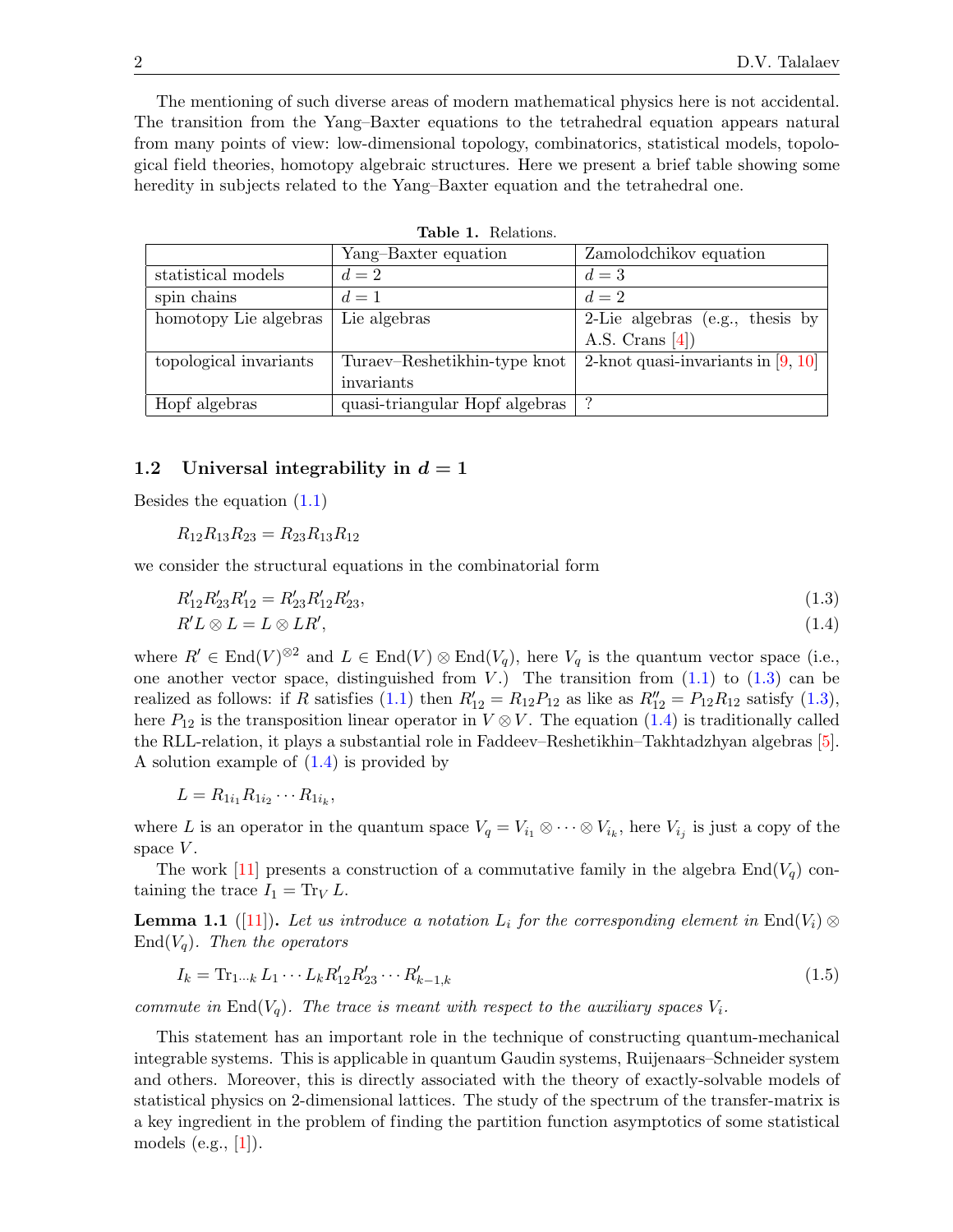The mentioning of such diverse areas of modern mathematical physics here is not accidental. The transition from the Yang–Baxter equations to the tetrahedral equation appears natural from many points of view: low-dimensional topology, combinatorics, statistical models, topological field theories, homotopy algebraic structures. Here we present a brief table showing some heredity in subjects related to the Yang–Baxter equation and the tetrahedral one.

**Table 1.** Relations.

| | Yang–Baxter equation | Zamolodchikov equation |
|---|---|---|
| statistical models | $d = 2$ | $d = 3$ |
| spin chains | $d = 1$ | $d = 2$ |
| homotopy Lie algebras | Lie algebras | 2-Lie algebras (e.g., thesis by A.S. Crans [4]) |
| topological invariants | Turaev–Reshetikhin-type knot invariants | 2-knot quasi-invariants in [9, 10] |
| Hopf algebras | quasi-triangular Hopf algebras | ? |

### 1.2 Universal integrability in $d = 1$

Besides the equation (1.1)

$$R_{12}R_{13}R_{23} = R_{23}R_{13}R_{12}$$

we consider the structural equations in the combinatorial form

$$R'_{12}R'_{23}R'_{12} = R'_{23}R'_{12}R'_{23}, \tag{1.3}$$

$$R'L \otimes L = L \otimes LR', \tag{1.4}$$

where $R' \in \operatorname{End}(V)^{\otimes 2}$ and $L \in \operatorname{End}(V) \otimes \operatorname{End}(V_q)$, here $V_q$ is the quantum vector space (i.e., one another vector space, distinguished from $V$.) The transition from (1.1) to (1.3) can be realized as follows: if $R$ satisfies (1.1) then $R'_{12} = R_{12}P_{12}$ as like as $R''_{12} = P_{12}R_{12}$ satisfy (1.3), here $P_{12}$ is the transposition linear operator in $V \otimes V$. The equation (1.4) is traditionally called the RLL-relation, it plays a substantial role in Faddeev–Reshetikhin–Takhtadzhyan algebras [5]. A solution example of (1.4) is provided by

$$L = R_{1i_1}R_{1i_2}\cdots R_{1i_k},$$

where $L$ is an operator in the quantum space $V_q = V_{i_1} \otimes \cdots \otimes V_{i_k}$, here $V_{i_j}$ is just a copy of the space $V$.

The work [11] presents a construction of a commutative family in the algebra $\operatorname{End}(V_q)$ containing the trace $I_1 = \operatorname{Tr}_V L$.

**Lemma 1.1** ([11])**.** *Let us introduce a notation $L_i$ for the corresponding element in $\operatorname{End}(V_i) \otimes \operatorname{End}(V_q)$. Then the operators*

$$I_k = \operatorname{Tr}_{1\cdots k} L_1 \cdots L_k R'_{12}R'_{23}\cdots R'_{k-1,k} \tag{1.5}$$

*commute in $\operatorname{End}(V_q)$. The trace is meant with respect to the auxiliary spaces $V_i$.*

This statement has an important role in the technique of constructing quantum-mechanical integrable systems. This is applicable in quantum Gaudin systems, Ruijenaars–Schneider system and others. Moreover, this is directly associated with the theory of exactly-solvable models of statistical physics on 2-dimensional lattices. The study of the spectrum of the transfer-matrix is a key ingredient in the problem of finding the partition function asymptotics of some statistical models (e.g., [1]).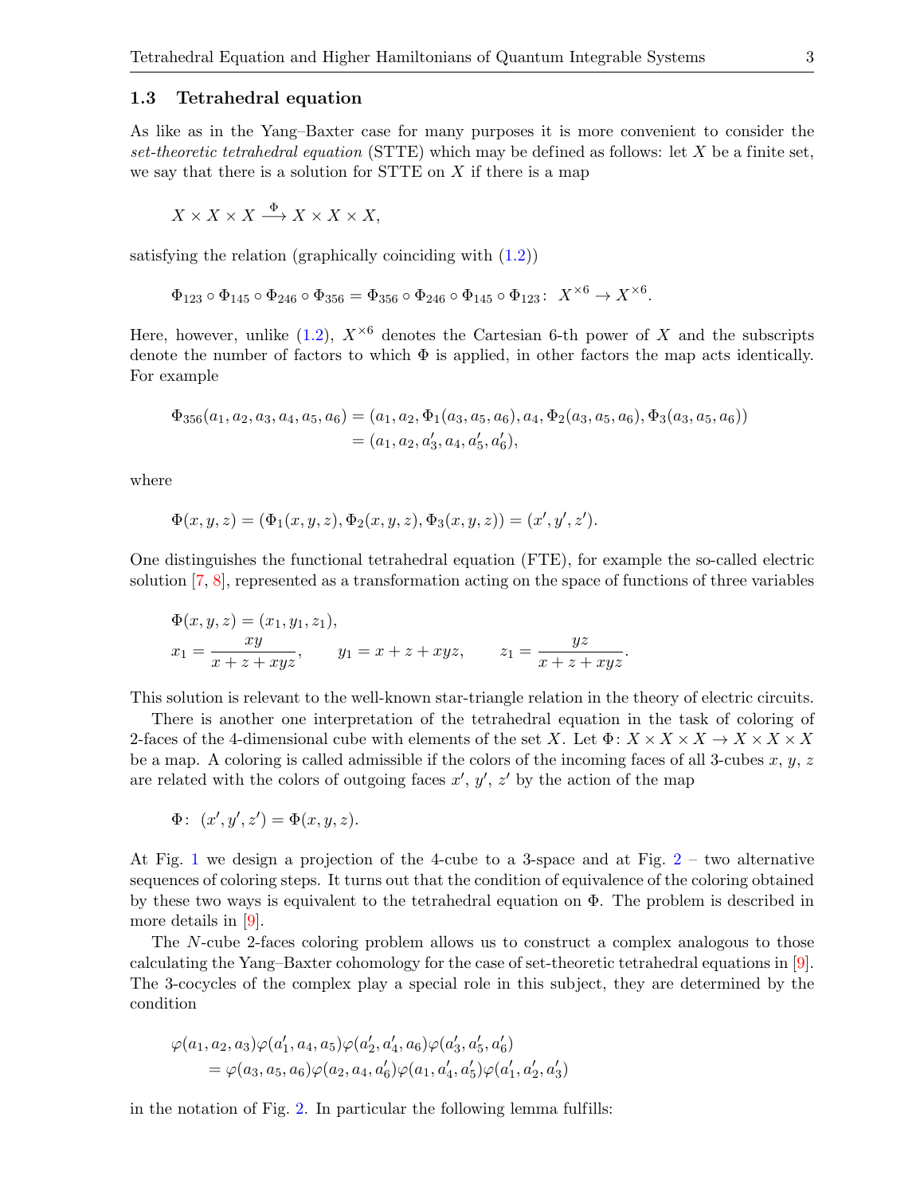### 1.3 Tetrahedral equation

As like as in the Yang–Baxter case for many purposes it is more convenient to consider the *set-theoretic tetrahedral equation* (STTE) which may be defined as follows: let $X$ be a finite set, we say that there is a solution for STTE on $X$ if there is a map

$$X \times X \times X \xrightarrow{\Phi} X \times X \times X,$$

satisfying the relation (graphically coinciding with (1.2))

$$\Phi_{123} \circ \Phi_{145} \circ \Phi_{246} \circ \Phi_{356} = \Phi_{356} \circ \Phi_{246} \circ \Phi_{145} \circ \Phi_{123}\colon\ X^{\times 6} \to X^{\times 6}.$$

Here, however, unlike (1.2), $X^{\times 6}$ denotes the Cartesian 6-th power of $X$ and the subscripts denote the number of factors to which $\Phi$ is applied, in other factors the map acts identically. For example

$$\begin{aligned}\Phi_{356}(a_1, a_2, a_3, a_4, a_5, a_6) &= (a_1, a_2, \Phi_1(a_3, a_5, a_6), a_4, \Phi_2(a_3, a_5, a_6), \Phi_3(a_3, a_5, a_6)) \\ &= (a_1, a_2, a_3', a_4, a_5', a_6'),\end{aligned}$$

where

$$\Phi(x, y, z) = (\Phi_1(x, y, z), \Phi_2(x, y, z), \Phi_3(x, y, z)) = (x', y', z').$$

One distinguishes the functional tetrahedral equation (FTE), for example the so-called electric solution [7, 8], represented as a transformation acting on the space of functions of three variables

$$\begin{aligned}&\Phi(x, y, z) = (x_1, y_1, z_1), \\ &x_1 = \frac{xy}{x + z + xyz}, \qquad y_1 = x + z + xyz, \qquad z_1 = \frac{yz}{x + z + xyz}.\end{aligned}$$

This solution is relevant to the well-known star-triangle relation in the theory of electric circuits.

There is another one interpretation of the tetrahedral equation in the task of coloring of 2-faces of the 4-dimensional cube with elements of the set $X$. Let $\Phi\colon X \times X \times X \to X \times X \times X$ be a map. A coloring is called admissible if the colors of the incoming faces of all 3-cubes $x$, $y$, $z$ are related with the colors of outgoing faces $x'$, $y'$, $z'$ by the action of the map

$$\Phi\colon\ (x', y', z') = \Phi(x, y, z).$$

At Fig. 1 we design a projection of the 4-cube to a 3-space and at Fig. 2 – two alternative sequences of coloring steps. It turns out that the condition of equivalence of the coloring obtained by these two ways is equivalent to the tetrahedral equation on $\Phi$. The problem is described in more details in [9].

The $N$-cube 2-faces coloring problem allows us to construct a complex analogous to those calculating the Yang–Baxter cohomology for the case of set-theoretic tetrahedral equations in [9]. The 3-cocycles of the complex play a special role in this subject, they are determined by the condition

$$\begin{aligned}&\varphi(a_1, a_2, a_3)\varphi(a_1', a_4, a_5)\varphi(a_2', a_4', a_6)\varphi(a_3', a_5', a_6') \\ &\quad = \varphi(a_3, a_5, a_6)\varphi(a_2, a_4, a_6')\varphi(a_1, a_4', a_5')\varphi(a_1', a_2', a_3')\end{aligned}$$

in the notation of Fig. 2. In particular the following lemma fulfills: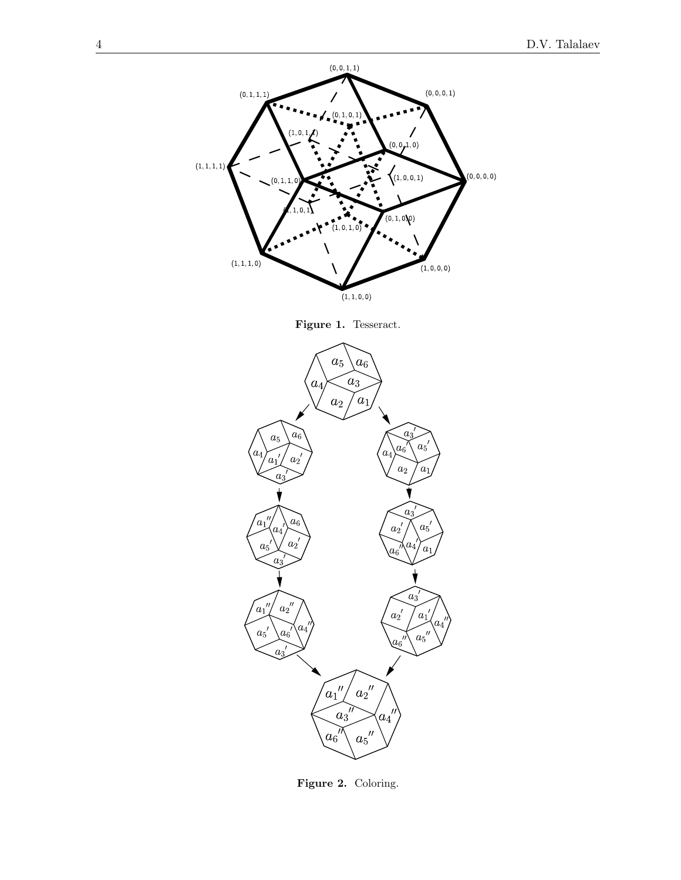**Figure 1.** Tesseract.

**Figure 2.** Coloring.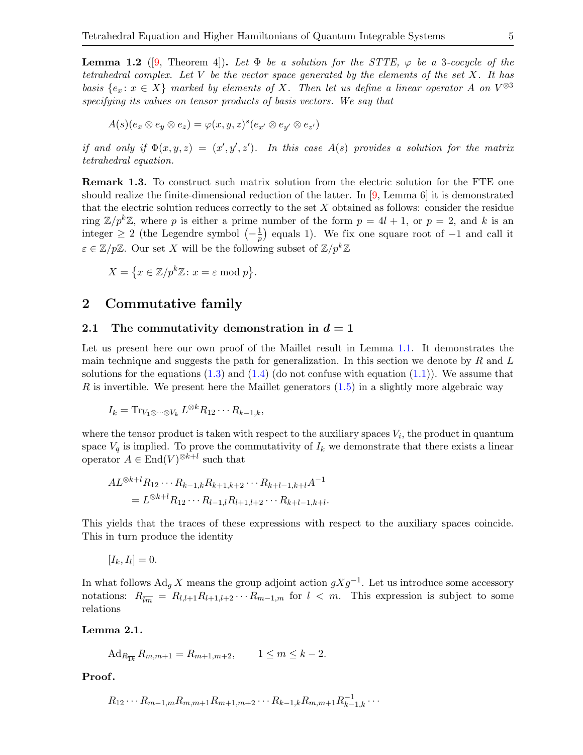**Lemma 1.2** ([9, Theorem 4])**.** *Let $\Phi$ be a solution for the STTE, $\varphi$ be a 3-cocycle of the tetrahedral complex. Let $V$ be the vector space generated by the elements of the set $X$. It has basis $\{e_x : x \in X\}$ marked by elements of $X$. Then let us define a linear operator $A$ on $V^{\otimes 3}$ specifying its values on tensor products of basis vectors. We say that*

$$A(s)(e_x \otimes e_y \otimes e_z) = \varphi(x, y, z)^s (e_{x'} \otimes e_{y'} \otimes e_{z'})$$

*if and only if $\Phi(x, y, z) = (x', y', z')$. In this case $A(s)$ provides a solution for the matrix tetrahedral equation.*

**Remark 1.3.** To construct such matrix solution from the electric solution for the FTE one should realize the finite-dimensional reduction of the latter. In [9, Lemma 6] it is demonstrated that the electric solution reduces correctly to the set $X$ obtained as follows: consider the residue ring $\mathbb{Z}/p^k\mathbb{Z}$, where $p$ is either a prime number of the form $p = 4l + 1$, or $p = 2$, and $k$ is an integer $\geq 2$ (the Legendre symbol $\left(-\frac{1}{p}\right)$ equals 1). We fix one square root of $-1$ and call it $\varepsilon \in \mathbb{Z}/p\mathbb{Z}$. Our set $X$ will be the following subset of $\mathbb{Z}/p^k\mathbb{Z}$

$$X = \{x \in \mathbb{Z}/p^k\mathbb{Z} : x = \varepsilon \bmod p\}.$$

## 2 Commutative family

### 2.1 The commutativity demonstration in $d = 1$

Let us present here our own proof of the Maillet result in Lemma 1.1. It demonstrates the main technique and suggests the path for generalization. In this section we denote by $R$ and $L$ solutions for the equations (1.3) and (1.4) (do not confuse with equation (1.1)). We assume that $R$ is invertible. We present here the Maillet generators (1.5) in a slightly more algebraic way

$$I_k = \operatorname{Tr}_{V_1 \otimes \cdots \otimes V_k} L^{\otimes k} R_{12} \cdots R_{k-1,k},$$

where the tensor product is taken with respect to the auxiliary spaces $V_i$, the product in quantum space $V_q$ is implied. To prove the commutativity of $I_k$ we demonstrate that there exists a linear operator $A \in \operatorname{End}(V)^{\otimes k+l}$ such that

$$\begin{aligned} &A L^{\otimes k+l} R_{12} \cdots R_{k-1,k} R_{k+1,k+2} \cdots R_{k+l-1,k+l} A^{-1} \\ &\quad = L^{\otimes k+l} R_{12} \cdots R_{l-1,l} R_{l+1,l+2} \cdots R_{k+l-1,k+l}. \end{aligned}$$

This yields that the traces of these expressions with respect to the auxiliary spaces coincide. This in turn produce the identity

$$[I_k, I_l] = 0.$$

In what follows $\operatorname{Ad}_g X$ means the group adjoint action $gXg^{-1}$. Let us introduce some accessory notations: $R_{\overline{lm}} = R_{l,l+1} R_{l+1,l+2} \cdots R_{m-1,m}$ for $l < m$. This expression is subject to some relations

**Lemma 2.1.**

$$\operatorname{Ad}_{R_{\overline{1k}}} R_{m,m+1} = R_{m+1,m+2}, \qquad 1 \leq m \leq k-2.$$

**Proof.**

$$R_{12} \cdots R_{m-1,m} R_{m,m+1} R_{m+1,m+2} \cdots R_{k-1,k} R_{m,m+1} R^{-1}_{k-1,k} \cdots$$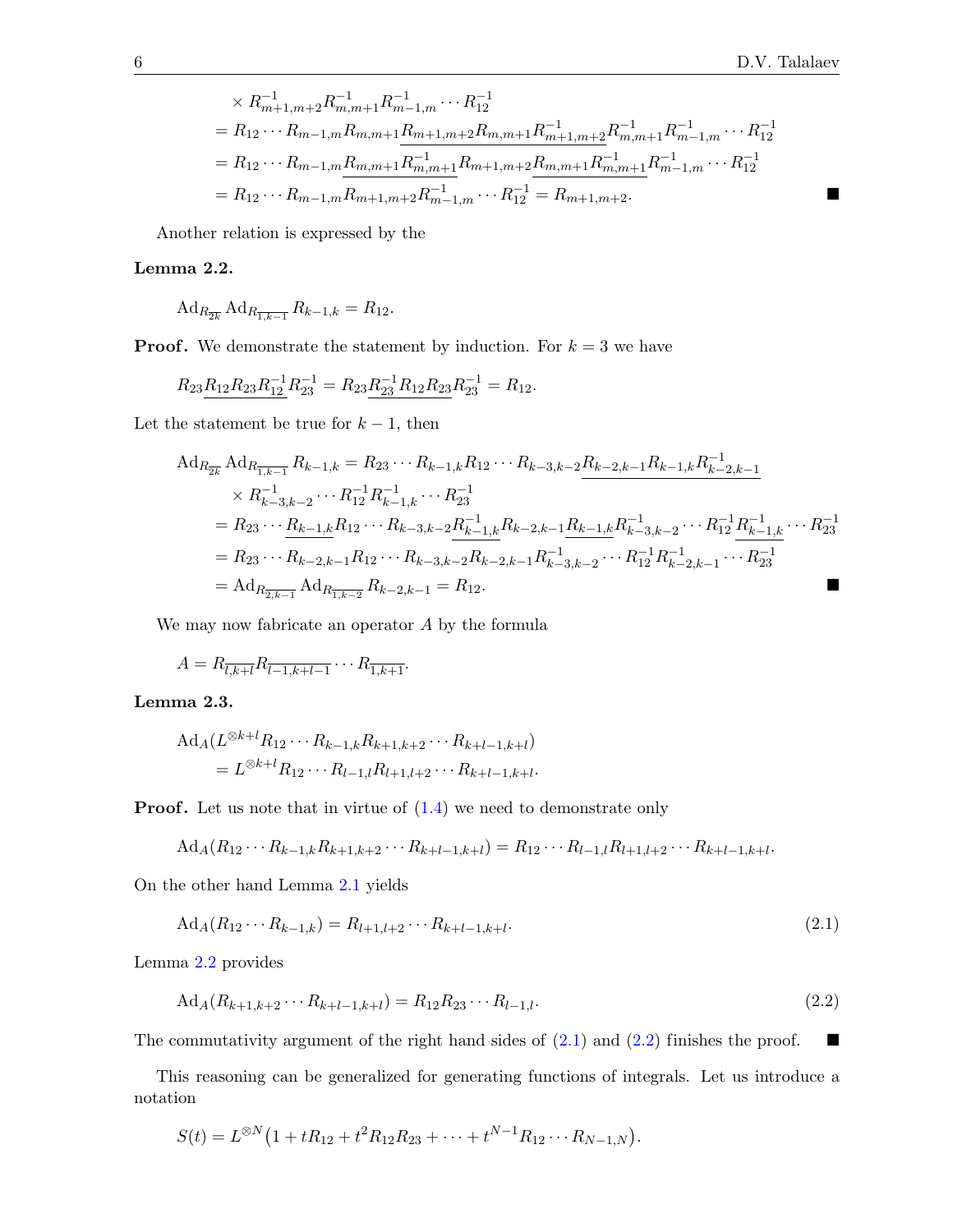$$
\begin{aligned}
&\times R^{-1}_{m+1,m+2}R^{-1}_{m,m+1}R^{-1}_{m-1,m}\cdots R^{-1}_{12}\\
&= R_{12}\cdots R_{m-1,m}R_{m,m+1}\underline{R_{m+1,m+2}R_{m,m+1}R^{-1}_{m+1,m+2}}R^{-1}_{m,m+1}R^{-1}_{m-1,m}\cdots R^{-1}_{12}\\
&= R_{12}\cdots R_{m-1,m}\underline{R_{m,m+1}R^{-1}_{m,m+1}}R_{m+1,m+2}\underline{R_{m,m+1}R^{-1}_{m,m+1}}R^{-1}_{m-1,m}\cdots R^{-1}_{12}\\
&= R_{12}\cdots R_{m-1,m}R_{m+1,m+2}R^{-1}_{m-1,m}\cdots R^{-1}_{12} = R_{m+1,m+2}. \qquad \blacksquare
\end{aligned}
$$

Another relation is expressed by the

**Lemma 2.2.**

$$
\mathrm{Ad}_{R_{\overline{2k}}}\mathrm{Ad}_{R_{\overline{1,k-1}}}R_{k-1,k} = R_{12}.
$$

**Proof.** We demonstrate the statement by induction. For $k=3$ we have

$$
R_{23}\underline{R_{12}R_{23}R^{-1}_{12}}R^{-1}_{23} = R_{23}\underline{R^{-1}_{23}R_{12}R_{23}}R^{-1}_{23} = R_{12}.
$$

Let the statement be true for $k-1$, then

$$
\begin{aligned}
\mathrm{Ad}_{R_{\overline{2k}}}\mathrm{Ad}_{R_{\overline{1,k-1}}}R_{k-1,k} &= R_{23}\cdots R_{k-1,k}R_{12}\cdots R_{k-3,k-2}\underline{R_{k-2,k-1}R_{k-1,k}R^{-1}_{k-2,k-1}}\\
&\quad\times R^{-1}_{k-3,k-2}\cdots R^{-1}_{12}R^{-1}_{k-1,k}\cdots R^{-1}_{23}\\
&= R_{23}\cdots \underline{R_{k-1,k}}R_{12}\cdots R_{k-3,k-2}\underline{R^{-1}_{k-1,k}}R_{k-2,k-1}\underline{R_{k-1,k}}R^{-1}_{k-3,k-2}\cdots R^{-1}_{12}\underline{R^{-1}_{k-1,k}}\cdots R^{-1}_{23}\\
&= R_{23}\cdots R_{k-2,k-1}R_{12}\cdots R_{k-3,k-2}R_{k-2,k-1}R^{-1}_{k-3,k-2}\cdots R^{-1}_{12}R^{-1}_{k-2,k-1}\cdots R^{-1}_{23}\\
&= \mathrm{Ad}_{R_{\overline{2,k-1}}}\mathrm{Ad}_{R_{\overline{1,k-2}}}R_{k-2,k-1} = R_{12}. \qquad \blacksquare
\end{aligned}
$$

We may now fabricate an operator $A$ by the formula

$$
A = R_{\overline{l,k+l}}R_{\overline{l-1,k+l-1}}\cdots R_{\overline{1,k+1}}.
$$

**Lemma 2.3.**

$$
\begin{aligned}
&\mathrm{Ad}_A(L^{\otimes k+l}R_{12}\cdots R_{k-1,k}R_{k+1,k+2}\cdots R_{k+l-1,k+l})\\
&\qquad = L^{\otimes k+l}R_{12}\cdots R_{l-1,l}R_{l+1,l+2}\cdots R_{k+l-1,k+l}.
\end{aligned}
$$

**Proof.** Let us note that in virtue of (1.4) we need to demonstrate only

$$
\mathrm{Ad}_A(R_{12}\cdots R_{k-1,k}R_{k+1,k+2}\cdots R_{k+l-1,k+l}) = R_{12}\cdots R_{l-1,l}R_{l+1,l+2}\cdots R_{k+l-1,k+l}.
$$

On the other hand Lemma 2.1 yields

$$
\mathrm{Ad}_A(R_{12}\cdots R_{k-1,k}) = R_{l+1,l+2}\cdots R_{k+l-1,k+l}. \tag{2.1}
$$

Lemma 2.2 provides

$$
\mathrm{Ad}_A(R_{k+1,k+2}\cdots R_{k+l-1,k+l}) = R_{12}R_{23}\cdots R_{l-1,l}. \tag{2.2}
$$

The commutativity argument of the right hand sides of (2.1) and (2.2) finishes the proof. $\blacksquare$

This reasoning can be generalized for generating functions of integrals. Let us introduce a notation

$$
S(t) = L^{\otimes N}\big(1 + tR_{12} + t^2R_{12}R_{23} + \cdots + t^{N-1}R_{12}\cdots R_{N-1,N}\big).
$$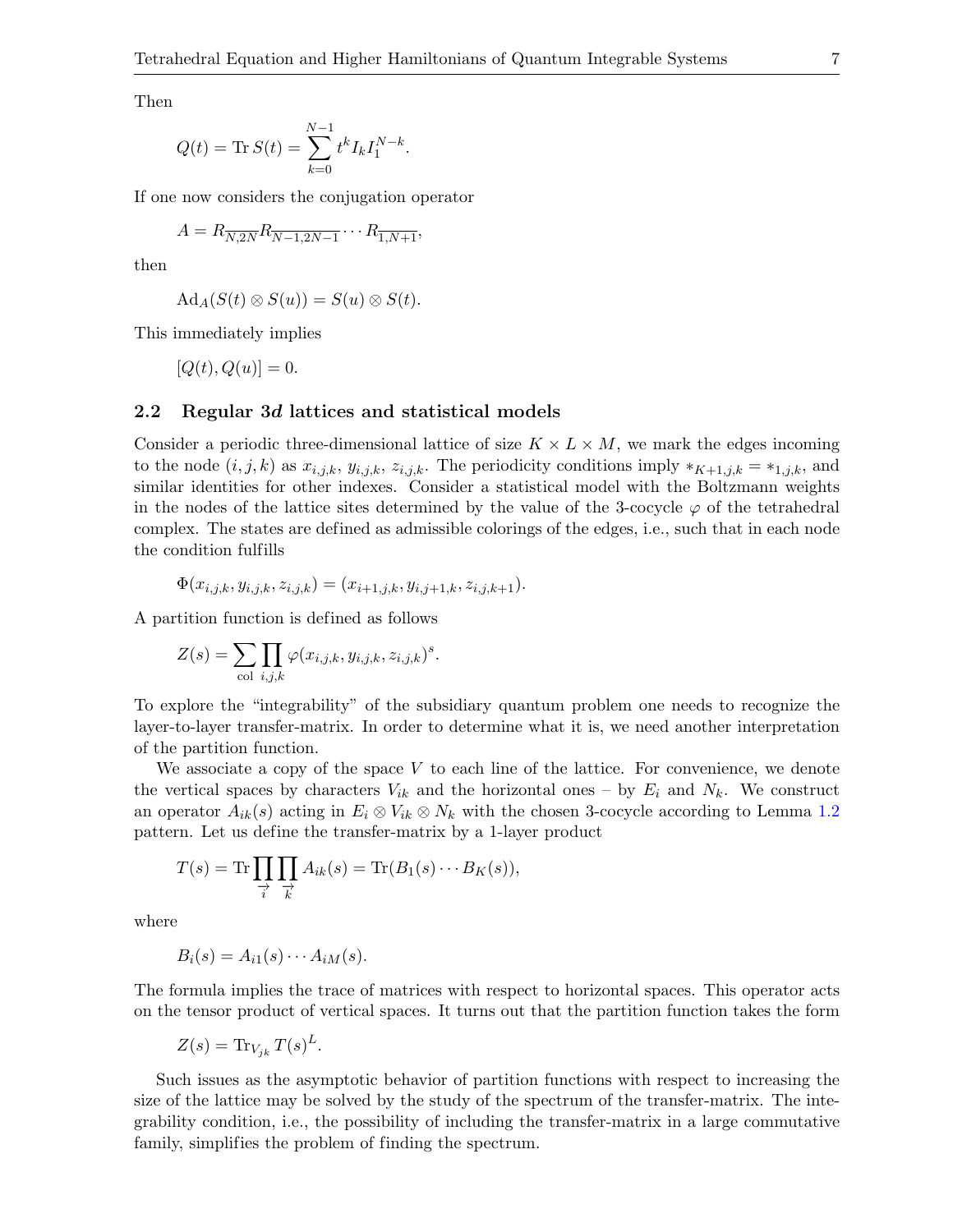Then

$$Q(t) = \operatorname{Tr} S(t) = \sum_{k=0}^{N-1} t^k I_k I_1^{N-k}.$$

If one now considers the conjugation operator

$$A = R_{\overline{N,2N}} R_{\overline{N-1,2N-1}} \cdots R_{\overline{1,N+1}},$$

then

$$\operatorname{Ad}_A(S(t) \otimes S(u)) = S(u) \otimes S(t).$$

This immediately implies

$$[Q(t), Q(u)] = 0.$$

## 2.2 Regular 3*d* lattices and statistical models

Consider a periodic three-dimensional lattice of size $K \times L \times M$, we mark the edges incoming to the node $(i, j, k)$ as $x_{i,j,k}$, $y_{i,j,k}$, $z_{i,j,k}$. The periodicity conditions imply $*_{K+1,j,k} = *_{1,j,k}$, and similar identities for other indexes. Consider a statistical model with the Boltzmann weights in the nodes of the lattice sites determined by the value of the 3-cocycle $\varphi$ of the tetrahedral complex. The states are defined as admissible colorings of the edges, i.e., such that in each node the condition fulfills

$$\Phi(x_{i,j,k}, y_{i,j,k}, z_{i,j,k}) = (x_{i+1,j,k}, y_{i,j+1,k}, z_{i,j,k+1}).$$

A partition function is defined as follows

$$Z(s) = \sum_{\text{col}} \prod_{i,j,k} \varphi(x_{i,j,k}, y_{i,j,k}, z_{i,j,k})^s.$$

To explore the "integrability" of the subsidiary quantum problem one needs to recognize the layer-to-layer transfer-matrix. In order to determine what it is, we need another interpretation of the partition function.

We associate a copy of the space $V$ to each line of the lattice. For convenience, we denote the vertical spaces by characters $V_{ik}$ and the horizontal ones – by $E_i$ and $N_k$. We construct an operator $A_{ik}(s)$ acting in $E_i \otimes V_{ik} \otimes N_k$ with the chosen 3-cocycle according to Lemma 1.2 pattern. Let us define the transfer-matrix by a 1-layer product

$$T(s) = \operatorname{Tr} \prod_{\overrightarrow{i}} \prod_{\overrightarrow{k}} A_{ik}(s) = \operatorname{Tr}(B_1(s) \cdots B_K(s)),$$

where

$$B_i(s) = A_{i1}(s) \cdots A_{iM}(s).$$

The formula implies the trace of matrices with respect to horizontal spaces. This operator acts on the tensor product of vertical spaces. It turns out that the partition function takes the form

$$Z(s) = \operatorname{Tr}_{V_{jk}} T(s)^L.$$

Such issues as the asymptotic behavior of partition functions with respect to increasing the size of the lattice may be solved by the study of the spectrum of the transfer-matrix. The integrability condition, i.e., the possibility of including the transfer-matrix in a large commutative family, simplifies the problem of finding the spectrum.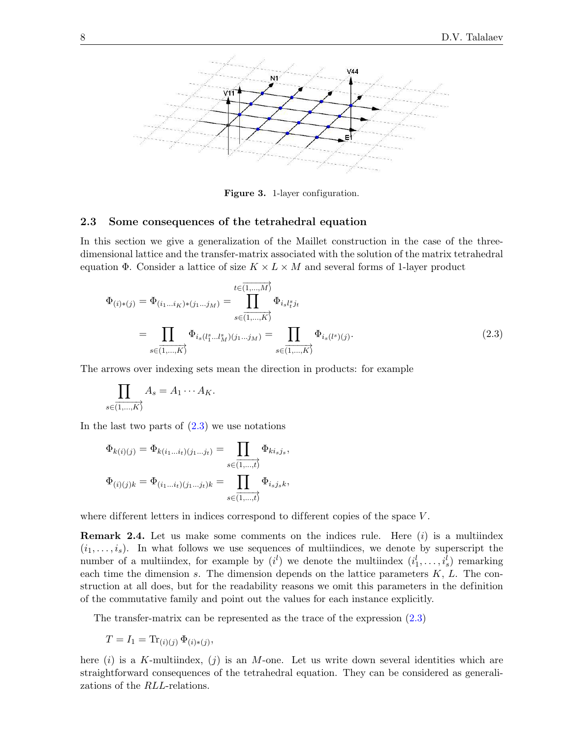**Figure 3.** 1-layer configuration.

### 2.3 Some consequences of the tetrahedral equation

In this section we give a generalization of the Maillet construction in the case of the three-dimensional lattice and the transfer-matrix associated with the solution of the matrix tetrahedral equation $\Phi$. Consider a lattice of size $K \times L \times M$ and several forms of 1-layer product

$$
\begin{aligned}
\Phi_{(i)*(j)} &= \Phi_{(i_1\dots i_K)*(j_1\dots j_M)} = \prod_{s\in\overrightarrow{(1,\dots,K)}}^{t\in\overrightarrow{(1,\dots,M)}} \Phi_{i_s l^s_t j_t} \\
&= \prod_{s\in\overrightarrow{(1,\dots,K)}} \Phi_{i_s(l^s_1\dots l^s_M)(j_1\dots j_M)} = \prod_{s\in\overrightarrow{(1,\dots,K)}} \Phi_{i_s(l^s)(j)}.
\end{aligned} \tag{2.3}
$$

The arrows over indexing sets mean the direction in products: for example

$$
\prod_{s\in\overrightarrow{(1,\dots,K)}} A_s = A_1 \cdots A_K.
$$

In the last two parts of (2.3) we use notations

$$
\Phi_{k(i)(j)} = \Phi_{k(i_1\dots i_t)(j_1\dots j_t)} = \prod_{s\in\overrightarrow{(1,\dots,t)}} \Phi_{k i_s j_s},
$$

$$
\Phi_{(i)(j)k} = \Phi_{(i_1\dots i_t)(j_1\dots j_t)k} = \prod_{s\in\overrightarrow{(1,\dots,t)}} \Phi_{i_s j_s k},
$$

where different letters in indices correspond to different copies of the space $V$.

**Remark 2.4.** Let us make some comments on the indices rule. Here $(i)$ is a multiindex $(i_1,\dots,i_s)$. In what follows we use sequences of multiindices, we denote by superscript the number of a multiindex, for example by $(i^l)$ we denote the multiindex $(i^l_1,\dots,i^l_s)$ remarking each time the dimension $s$. The dimension depends on the lattice parameters $K$, $L$. The construction at all does, but for the readability reasons we omit this parameters in the definition of the commutative family and point out the values for each instance explicitly.

The transfer-matrix can be represented as the trace of the expression (2.3)

$$
T = I_1 = \mathrm{Tr}_{(i)(j)} \Phi_{(i)*(j)},
$$

here $(i)$ is a $K$-multiindex, $(j)$ is an $M$-one. Let us write down several identities which are straightforward consequences of the tetrahedral equation. They can be considered as generalizations of the $RLL$-relations.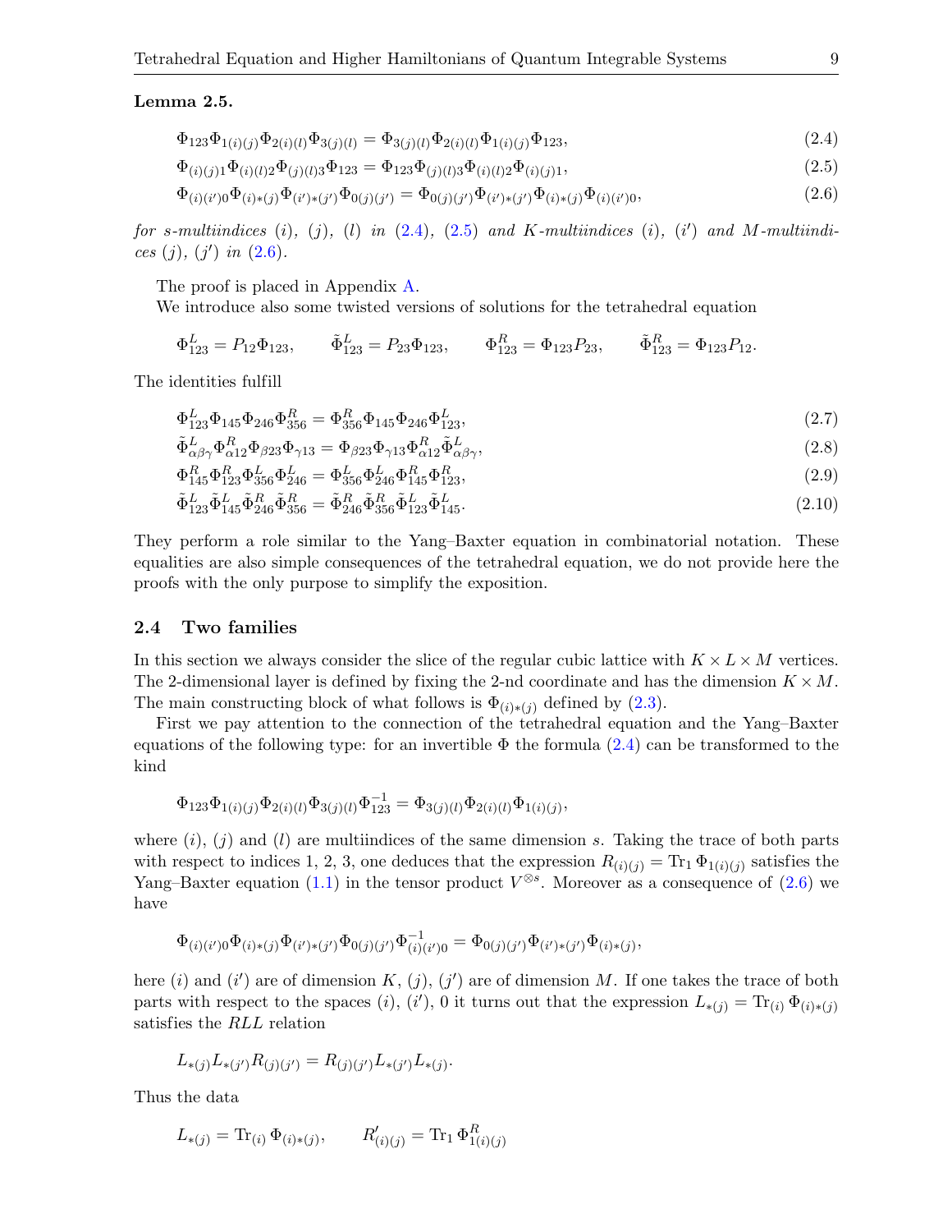**Lemma 2.5.**

$$\Phi_{123}\Phi_{1(i)(j)}\Phi_{2(i)(l)}\Phi_{3(j)(l)} = \Phi_{3(j)(l)}\Phi_{2(i)(l)}\Phi_{1(i)(j)}\Phi_{123}, \tag{2.4}$$

$$\Phi_{(i)(j)1}\Phi_{(i)(l)2}\Phi_{(j)(l)3}\Phi_{123} = \Phi_{123}\Phi_{(j)(l)3}\Phi_{(i)(l)2}\Phi_{(i)(j)1}, \tag{2.5}$$

$$\Phi_{(i)(i')0}\Phi_{(i)*(j)}\Phi_{(i')*(j')}\Phi_{0(j)(j')} = \Phi_{0(j)(j')}\Phi_{(i')*(j')}\Phi_{(i)*(j)}\Phi_{(i)(i')0}, \tag{2.6}$$

*for s-multiindices $(i)$, $(j)$, $(l)$ in (2.4), (2.5) and $K$-multiindices $(i)$, $(i')$ and $M$-multiindices $(j)$, $(j')$ in (2.6).*

The proof is placed in Appendix A.

We introduce also some twisted versions of solutions for the tetrahedral equation

$$\Phi^L_{123} = P_{12}\Phi_{123}, \qquad \tilde{\Phi}^L_{123} = P_{23}\Phi_{123}, \qquad \Phi^R_{123} = \Phi_{123}P_{23}, \qquad \tilde{\Phi}^R_{123} = \Phi_{123}P_{12}.$$

The identities fulfill

$$\Phi^L_{123}\Phi_{145}\Phi_{246}\Phi^R_{356} = \Phi^R_{356}\Phi_{145}\Phi_{246}\Phi^L_{123}, \tag{2.7}$$

$$\tilde{\Phi}^L_{\alpha\beta\gamma}\Phi^R_{\alpha 12}\Phi_{\beta 23}\Phi_{\gamma 13} = \Phi_{\beta 23}\Phi_{\gamma 13}\Phi^R_{\alpha 12}\tilde{\Phi}^L_{\alpha\beta\gamma}, \tag{2.8}$$

$$\Phi^R_{145}\Phi^R_{123}\Phi^L_{356}\Phi^L_{246} = \Phi^L_{356}\Phi^L_{246}\Phi^R_{145}\Phi^R_{123}, \tag{2.9}$$

$$\tilde{\Phi}^L_{123}\tilde{\Phi}^L_{145}\tilde{\Phi}^R_{246}\tilde{\Phi}^R_{356} = \tilde{\Phi}^R_{246}\tilde{\Phi}^R_{356}\tilde{\Phi}^L_{123}\tilde{\Phi}^L_{145}. \tag{2.10}$$

They perform a role similar to the Yang–Baxter equation in combinatorial notation. These equalities are also simple consequences of the tetrahedral equation, we do not provide here the proofs with the only purpose to simplify the exposition.

## 2.4 Two families

In this section we always consider the slice of the regular cubic lattice with $K \times L \times M$ vertices. The 2-dimensional layer is defined by fixing the 2-nd coordinate and has the dimension $K \times M$. The main constructing block of what follows is $\Phi_{(i)*(j)}$ defined by (2.3).

First we pay attention to the connection of the tetrahedral equation and the Yang–Baxter equations of the following type: for an invertible $\Phi$ the formula (2.4) can be transformed to the kind

$$\Phi_{123}\Phi_{1(i)(j)}\Phi_{2(i)(l)}\Phi_{3(j)(l)}\Phi^{-1}_{123} = \Phi_{3(j)(l)}\Phi_{2(i)(l)}\Phi_{1(i)(j)},$$

where $(i)$, $(j)$ and $(l)$ are multiindices of the same dimension $s$. Taking the trace of both parts with respect to indices 1, 2, 3, one deduces that the expression $R_{(i)(j)} = \operatorname{Tr}_1 \Phi_{1(i)(j)}$ satisfies the Yang–Baxter equation (1.1) in the tensor product $V^{\otimes s}$. Moreover as a consequence of (2.6) we have

$$\Phi_{(i)(i')0}\Phi_{(i)*(j)}\Phi_{(i')*(j')}\Phi_{0(j)(j')}\Phi^{-1}_{(i)(i')0} = \Phi_{0(j)(j')}\Phi_{(i')*(j')}\Phi_{(i)*(j)},$$

here $(i)$ and $(i')$ are of dimension $K$, $(j)$, $(j')$ are of dimension $M$. If one takes the trace of both parts with respect to the spaces $(i)$, $(i')$, 0 it turns out that the expression $L_{*(j)} = \operatorname{Tr}_{(i)} \Phi_{(i)*(j)}$ satisfies the $RLL$ relation

$$L_{*(j)}L_{*(j')}R_{(j)(j')} = R_{(j)(j')}L_{*(j')}L_{*(j)}.$$

Thus the data

$$L_{*(j)} = \operatorname{Tr}_{(i)} \Phi_{(i)*(j)}, \qquad R'_{(i)(j)} = \operatorname{Tr}_1 \Phi^R_{1(i)(j)}$$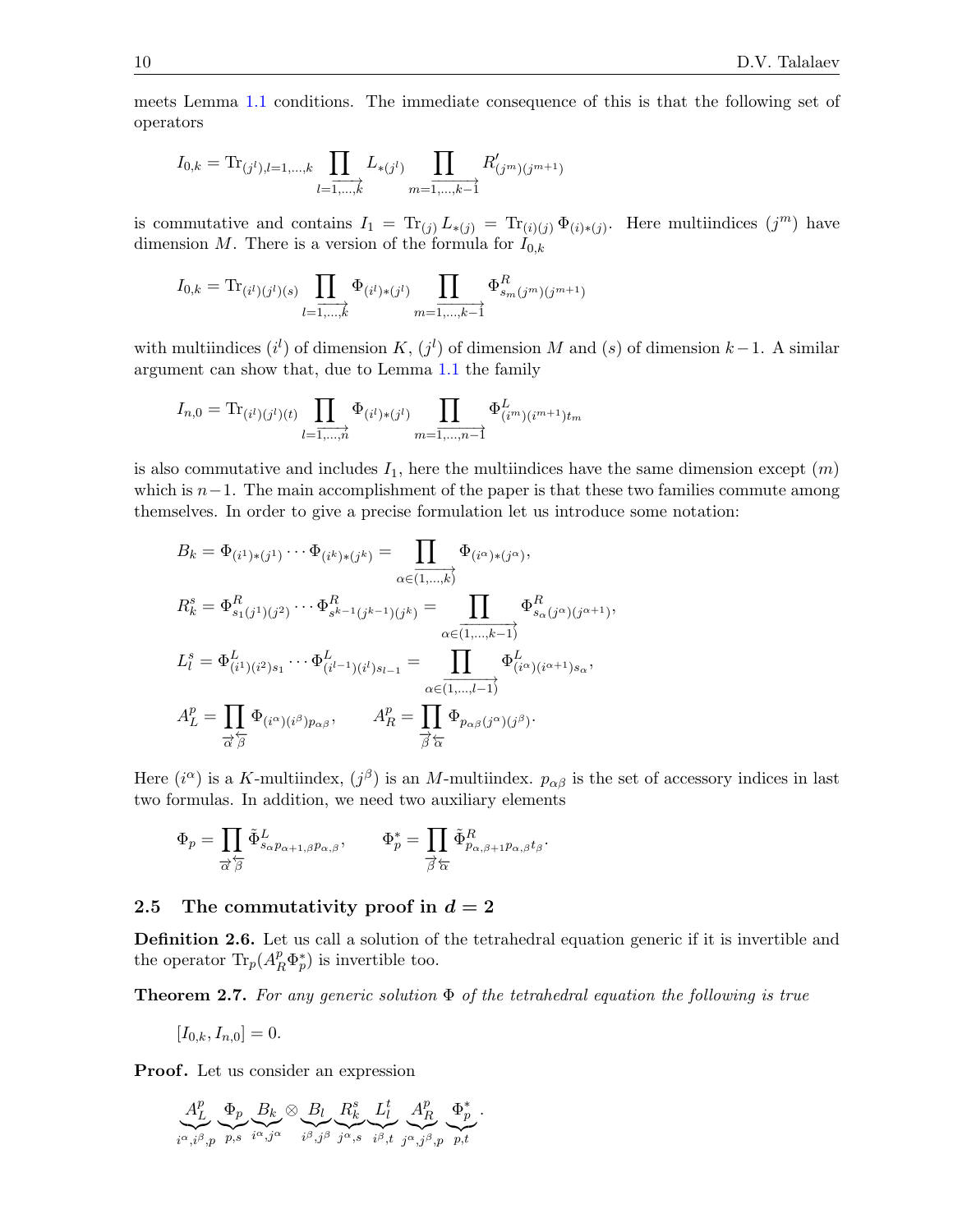meets Lemma 1.1 conditions. The immediate consequence of this is that the following set of operators

$$I_{0,k} = \mathrm{Tr}_{(j^l),l=1,\dots,k} \prod_{\overrightarrow{l=1,\dots,k}} L_{*(j^l)} \prod_{\overrightarrow{m=1,\dots,k-1}} R'_{(j^m)(j^{m+1})}$$

is commutative and contains $I_1 = \mathrm{Tr}_{(j)} L_{*(j)} = \mathrm{Tr}_{(i)(j)} \Phi_{(i)*(j)}$. Here multiindices $(j^m)$ have dimension $M$. There is a version of the formula for $I_{0,k}$

$$I_{0,k} = \mathrm{Tr}_{(i^l)(j^l)(s)} \prod_{\overrightarrow{l=1,\dots,k}} \Phi_{(i^l)*(j^l)} \prod_{\overrightarrow{m=1,\dots,k-1}} \Phi^R_{s_m(j^m)(j^{m+1})}$$

with multiindices $(i^l)$ of dimension $K$, $(j^l)$ of dimension $M$ and $(s)$ of dimension $k-1$. A similar argument can show that, due to Lemma 1.1 the family

$$I_{n,0} = \mathrm{Tr}_{(i^l)(j^l)(t)} \prod_{\overrightarrow{l=1,\dots,n}} \Phi_{(i^l)*(j^l)} \prod_{\overrightarrow{m=1,\dots,n-1}} \Phi^L_{(i^m)(i^{m+1})t_m}$$

is also commutative and includes $I_1$, here the multiindices have the same dimension except $(m)$ which is $n-1$. The main accomplishment of the paper is that these two families commute among themselves. In order to give a precise formulation let us introduce some notation:

$$B_k = \Phi_{(i^1)*(j^1)} \cdots \Phi_{(i^k)*(j^k)} = \prod_{\overrightarrow{\alpha\in(1,\dots,k)}} \Phi_{(i^\alpha)*(j^\alpha)},$$

$$R^s_k = \Phi^R_{s_1(j^1)(j^2)} \cdots \Phi^R_{s^{k-1}(j^{k-1})(j^k)} = \prod_{\overrightarrow{\alpha\in(1,\dots,k-1)}} \Phi^R_{s_\alpha(j^\alpha)(j^{\alpha+1})},$$

$$L^s_l = \Phi^L_{(i^1)(i^2)s_1} \cdots \Phi^L_{(i^{l-1})(i^l)s_{l-1}} = \prod_{\overrightarrow{\alpha\in(1,\dots,l-1)}} \Phi^L_{(i^\alpha)(i^{\alpha+1})s_\alpha},$$

$$A^p_L = \prod_{\overrightarrow{\alpha}\overleftarrow{\beta}} \Phi_{(i^\alpha)(i^\beta)p_{\alpha\beta}}, \qquad A^p_R = \prod_{\overrightarrow{\beta}\overleftarrow{\alpha}} \Phi_{p_{\alpha\beta}(j^\alpha)(j^\beta)}.$$

Here $(i^\alpha)$ is a $K$-multiindex, $(j^\beta)$ is an $M$-multiindex. $p_{\alpha\beta}$ is the set of accessory indices in last two formulas. In addition, we need two auxiliary elements

$$\Phi_p = \prod_{\overrightarrow{\alpha}\overleftarrow{\beta}} \tilde\Phi^L_{s_\alpha p_{\alpha+1,\beta} p_{\alpha,\beta}}, \qquad \Phi^*_p = \prod_{\overrightarrow{\beta}\overleftarrow{\alpha}} \tilde\Phi^R_{p_{\alpha,\beta+1} p_{\alpha,\beta} t_\beta}.$$

## 2.5 The commutativity proof in $d = 2$

**Definition 2.6.** Let us call a solution of the tetrahedral equation generic if it is invertible and the operator $\mathrm{Tr}_p(A^p_R \Phi^*_p)$ is invertible too.

**Theorem 2.7.** *For any generic solution $\Phi$ of the tetrahedral equation the following is true*

$$[I_{0,k}, I_{n,0}] = 0.$$

**Proof.** Let us consider an expression

$$\underbrace{A^p_L}_{i^\alpha,i^\beta,p} \underbrace{\Phi_p}_{p,s} \underbrace{B_k}_{i^\alpha,j^\alpha} \otimes \underbrace{B_l}_{i^\beta,j^\beta} \underbrace{R^s_k}_{j^\alpha,s} \underbrace{L^t_l}_{i^\beta,t} \underbrace{A^p_R}_{j^\alpha,j^\beta,p} \underbrace{\Phi^*_p}_{p,t}.$$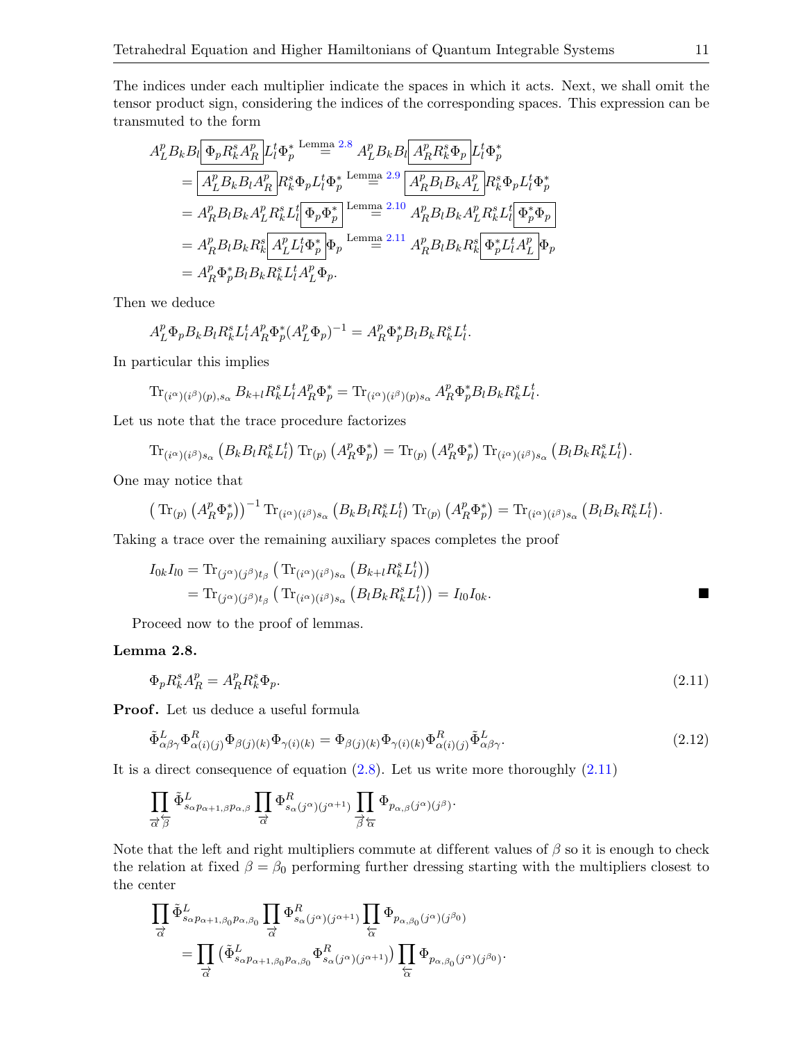The indices under each multiplier indicate the spaces in which it acts. Next, we shall omit the tensor product sign, considering the indices of the corresponding spaces. This expression can be transmuted to the form

$$
\begin{aligned}
A_L^p B_k B_l \boxed{\Phi_p R_k^s A_R^p} L_l^t \Phi_p^* &\overset{\text{Lemma 2.8}}{=} A_L^p B_k B_l \boxed{A_R^p R_k^s \Phi_p} L_l^t \Phi_p^* \\
&= \boxed{A_L^p B_k B_l A_R^p} R_k^s \Phi_p L_l^t \Phi_p^* \overset{\text{Lemma 2.9}}{=} \boxed{A_R^p B_l B_k A_L^p} R_k^s \Phi_p L_l^t \Phi_p^* \\
&= A_R^p B_l B_k A_L^p R_k^s L_l^t \boxed{\Phi_p \Phi_p^*} \overset{\text{Lemma 2.10}}{=} A_R^p B_l B_k A_L^p R_k^s L_l^t \boxed{\Phi_p^* \Phi_p} \\
&= A_R^p B_l B_k R_k^s \boxed{A_L^p L_l^t \Phi_p^*} \Phi_p \overset{\text{Lemma 2.11}}{=} A_R^p B_l B_k R_k^s \boxed{\Phi_p^* L_l^t A_L^p} \Phi_p \\
&= A_R^p \Phi_p^* B_l B_k R_k^s L_l^t A_L^p \Phi_p.
\end{aligned}
$$

Then we deduce

$$
A_L^p \Phi_p B_k B_l R_k^s L_l^t A_R^p \Phi_p^* (A_L^p \Phi_p)^{-1} = A_R^p \Phi_p^* B_l B_k R_k^s L_l^t.
$$

In particular this implies

$$
\operatorname{Tr}_{(i^\alpha)(i^\beta)(p), s_\alpha} B_{k+l} R_k^s L_l^t A_R^p \Phi_p^* = \operatorname{Tr}_{(i^\alpha)(i^\beta)(p) s_\alpha} A_R^p \Phi_p^* B_l B_k R_k^s L_l^t.
$$

Let us note that the trace procedure factorizes

$$
\operatorname{Tr}_{(i^\alpha)(i^\beta) s_\alpha} \left( B_k B_l R_k^s L_l^t \right) \operatorname{Tr}_{(p)} \left( A_R^p \Phi_p^* \right) = \operatorname{Tr}_{(p)} \left( A_R^p \Phi_p^* \right) \operatorname{Tr}_{(i^\alpha)(i^\beta) s_\alpha} \left( B_l B_k R_k^s L_l^t \right).
$$

One may notice that

$$
\left( \operatorname{Tr}_{(p)} \left( A_R^p \Phi_p^* \right) \right)^{-1} \operatorname{Tr}_{(i^\alpha)(i^\beta) s_\alpha} \left( B_k B_l R_k^s L_l^t \right) \operatorname{Tr}_{(p)} \left( A_R^p \Phi_p^* \right) = \operatorname{Tr}_{(i^\alpha)(i^\beta) s_\alpha} \left( B_l B_k R_k^s L_l^t \right).
$$

Taking a trace over the remaining auxiliary spaces completes the proof

$$
\begin{aligned}
I_{0k} I_{l0} &= \operatorname{Tr}_{(j^\alpha)(j^\beta) t_\beta} \left( \operatorname{Tr}_{(i^\alpha)(i^\beta) s_\alpha} \left( B_{k+l} R_k^s L_l^t \right) \right) \\
&= \operatorname{Tr}_{(j^\alpha)(j^\beta) t_\beta} \left( \operatorname{Tr}_{(i^\alpha)(i^\beta) s_\alpha} \left( B_l B_k R_k^s L_l^t \right) \right) = I_{l0} I_{0k}.
\end{aligned}
$$

∎

Proceed now to the proof of lemmas.

**Lemma 2.8.**

$$
\Phi_p R_k^s A_R^p = A_R^p R_k^s \Phi_p. \tag{2.11}
$$

**Proof.** Let us deduce a useful formula

$$
\tilde{\Phi}^L_{\alpha\beta\gamma} \Phi^R_{\alpha(i)(j)} \Phi_{\beta(j)(k)} \Phi_{\gamma(i)(k)} = \Phi_{\beta(j)(k)} \Phi_{\gamma(i)(k)} \Phi^R_{\alpha(i)(j)} \tilde{\Phi}^L_{\alpha\beta\gamma}. \tag{2.12}
$$

It is a direct consequence of equation (2.8). Let us write more thoroughly (2.11)

$$
\prod_{\overrightarrow{\alpha}\,\overleftarrow{\beta}} \tilde{\Phi}^L_{s_\alpha p_{\alpha+1,\beta} p_{\alpha,\beta}} \prod_{\overrightarrow{\alpha}} \Phi^R_{s_\alpha (j^\alpha)(j^{\alpha+1})} \prod_{\overrightarrow{\beta}\,\overleftarrow{\alpha}} \Phi_{p_{\alpha,\beta}(j^\alpha)(j^\beta)}.
$$

Note that the left and right multipliers commute at different values of $\beta$ so it is enough to check the relation at fixed $\beta = \beta_0$ performing further dressing starting with the multipliers closest to the center

$$
\begin{aligned}
&\prod_{\overrightarrow{\alpha}} \tilde{\Phi}^L_{s_\alpha p_{\alpha+1,\beta_0} p_{\alpha,\beta_0}} \prod_{\overrightarrow{\alpha}} \Phi^R_{s_\alpha (j^\alpha)(j^{\alpha+1})} \prod_{\overleftarrow{\alpha}} \Phi_{p_{\alpha,\beta_0}(j^\alpha)(j^{\beta_0})} \\
&\quad = \prod_{\overrightarrow{\alpha}} \left( \tilde{\Phi}^L_{s_\alpha p_{\alpha+1,\beta_0} p_{\alpha,\beta_0}} \Phi^R_{s_\alpha (j^\alpha)(j^{\alpha+1})} \right) \prod_{\overleftarrow{\alpha}} \Phi_{p_{\alpha,\beta_0}(j^\alpha)(j^{\beta_0})}.
\end{aligned}
$$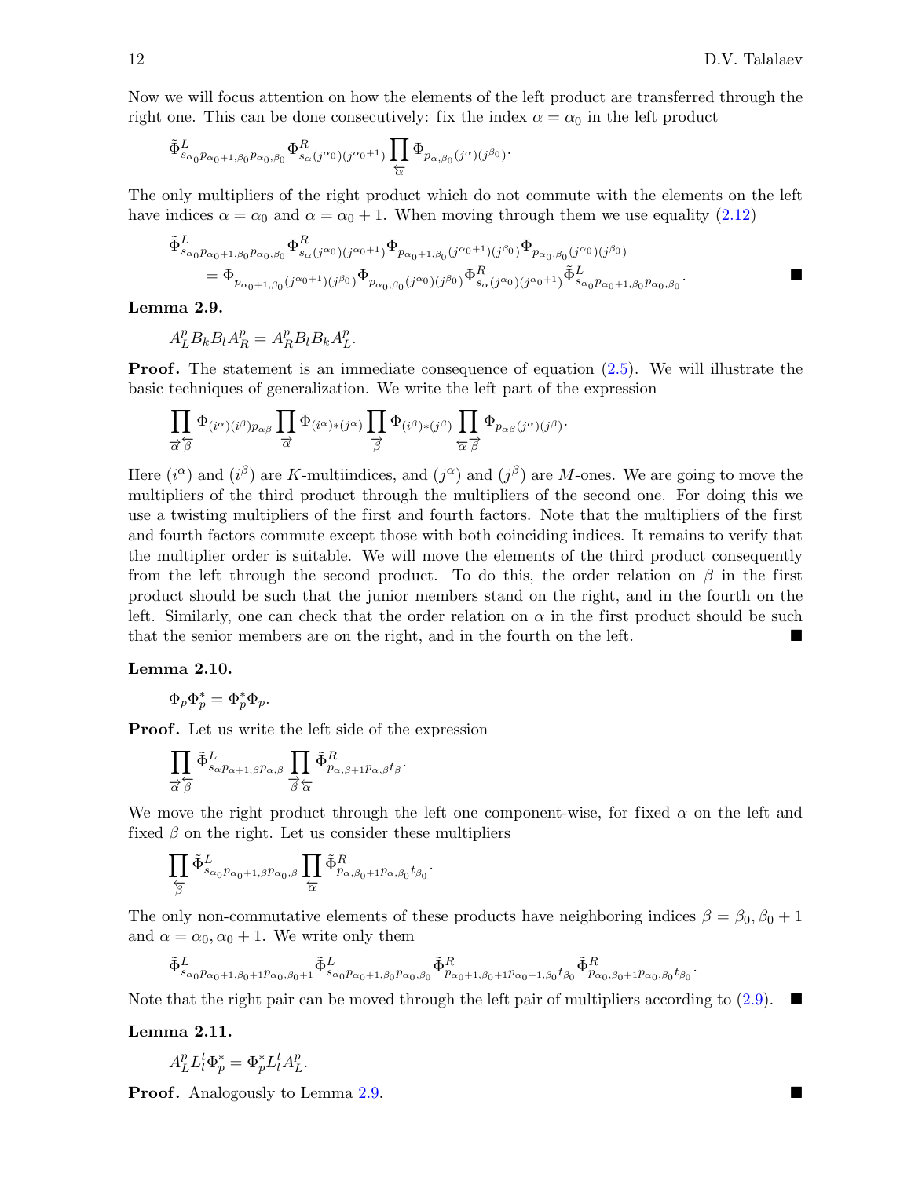Now we will focus attention on how the elements of the left product are transferred through the right one. This can be done consecutively: fix the index $\alpha = \alpha_0$ in the left product

$$\tilde{\Phi}^L_{s_{\alpha_0} p_{\alpha_0+1,\beta_0} p_{\alpha_0,\beta_0}} \Phi^R_{s_\alpha (j^{\alpha_0})(j^{\alpha_0+1})} \prod_{\overleftarrow{\alpha}} \Phi_{p_{\alpha,\beta_0}(j^\alpha)(j^{\beta_0})}.$$

The only multipliers of the right product which do not commute with the elements on the left have indices $\alpha = \alpha_0$ and $\alpha = \alpha_0 + 1$. When moving through them we use equality (2.12)

$$\begin{aligned}
&\tilde{\Phi}^L_{s_{\alpha_0} p_{\alpha_0+1,\beta_0} p_{\alpha_0,\beta_0}} \Phi^R_{s_\alpha (j^{\alpha_0})(j^{\alpha_0+1})} \Phi_{p_{\alpha_0+1,\beta_0}(j^{\alpha_0+1})(j^{\beta_0})} \Phi_{p_{\alpha_0,\beta_0}(j^{\alpha_0})(j^{\beta_0})} \\
&\qquad = \Phi_{p_{\alpha_0+1,\beta_0}(j^{\alpha_0+1})(j^{\beta_0})} \Phi_{p_{\alpha_0,\beta_0}(j^{\alpha_0})(j^{\beta_0})} \Phi^R_{s_\alpha (j^{\alpha_0})(j^{\alpha_0+1})} \tilde{\Phi}^L_{s_{\alpha_0} p_{\alpha_0+1,\beta_0} p_{\alpha_0,\beta_0}}.
\end{aligned}$$

■

**Lemma 2.9.**

$$A^p_L B_k B_l A^p_R = A^p_R B_l B_k A^p_L.$$

**Proof.** The statement is an immediate consequence of equation (2.5). We will illustrate the basic techniques of generalization. We write the left part of the expression

$$\prod_{\overrightarrow{\alpha} \overleftarrow{\beta}} \Phi_{(i^\alpha)(i^\beta) p_{\alpha\beta}} \prod_{\overrightarrow{\alpha}} \Phi_{(i^\alpha)*(j^\alpha)} \prod_{\overrightarrow{\beta}} \Phi_{(i^\beta)*(j^\beta)} \prod_{\overleftarrow{\alpha} \overrightarrow{\beta}} \Phi_{p_{\alpha\beta}(j^\alpha)(j^\beta)}.$$

Here $(i^\alpha)$ and $(i^\beta)$ are $K$-multiindices, and $(j^\alpha)$ and $(j^\beta)$ are $M$-ones. We are going to move the multipliers of the third product through the multipliers of the second one. For doing this we use a twisting multipliers of the first and fourth factors. Note that the multipliers of the first and fourth factors commute except those with both coinciding indices. It remains to verify that the multiplier order is suitable. We will move the elements of the third product consequently from the left through the second product. To do this, the order relation on $\beta$ in the first product should be such that the junior members stand on the right, and in the fourth on the left. Similarly, one can check that the order relation on $\alpha$ in the first product should be such that the senior members are on the right, and in the fourth on the left. ■

**Lemma 2.10.**

$$\Phi_p \Phi^*_p = \Phi^*_p \Phi_p.$$

**Proof.** Let us write the left side of the expression

$$\prod_{\overrightarrow{\alpha} \overleftarrow{\beta}} \tilde{\Phi}^L_{s_\alpha p_{\alpha+1,\beta} p_{\alpha,\beta}} \prod_{\overrightarrow{\beta} \overleftarrow{\alpha}} \tilde{\Phi}^R_{p_{\alpha,\beta+1} p_{\alpha,\beta} t_\beta}.$$

We move the right product through the left one component-wise, for fixed $\alpha$ on the left and fixed $\beta$ on the right. Let us consider these multipliers

$$\prod_{\overleftarrow{\beta}} \tilde{\Phi}^L_{s_{\alpha_0} p_{\alpha_0+1,\beta} p_{\alpha_0,\beta}} \prod_{\overleftarrow{\alpha}} \tilde{\Phi}^R_{p_{\alpha,\beta_0+1} p_{\alpha,\beta_0} t_{\beta_0}}.$$

The only non-commutative elements of these products have neighboring indices $\beta = \beta_0, \beta_0 + 1$ and $\alpha = \alpha_0, \alpha_0 + 1$. We write only them

$$\tilde{\Phi}^L_{s_{\alpha_0} p_{\alpha_0+1,\beta_0+1} p_{\alpha_0,\beta_0+1}} \tilde{\Phi}^L_{s_{\alpha_0} p_{\alpha_0+1,\beta_0} p_{\alpha_0,\beta_0}} \tilde{\Phi}^R_{p_{\alpha_0+1,\beta_0+1} p_{\alpha_0+1,\beta_0} t_{\beta_0}} \tilde{\Phi}^R_{p_{\alpha_0,\beta_0+1} p_{\alpha_0,\beta_0} t_{\beta_0}}.$$

Note that the right pair can be moved through the left pair of multipliers according to (2.9). ■

**Lemma 2.11.**

$$A^p_L L^t_l \Phi^*_p = \Phi^*_p L^t_l A^p_L.$$

**Proof.** Analogously to Lemma 2.9. ■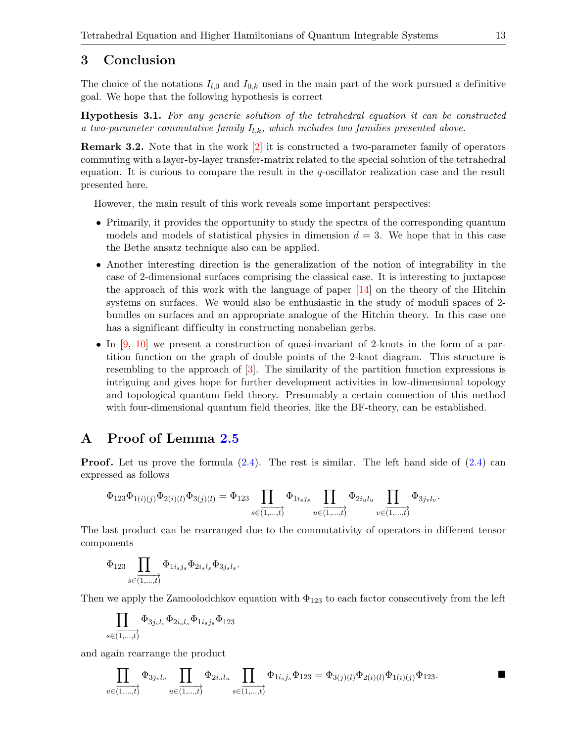## 3 Conclusion

The choice of the notations $I_{l,0}$ and $I_{0,k}$ used in the main part of the work pursued a definitive goal. We hope that the following hypothesis is correct

**Hypothesis 3.1.** *For any generic solution of the tetrahedral equation it can be constructed a two-parameter commutative family $I_{l,k}$, which includes two families presented above.*

**Remark 3.2.** Note that in the work [2] it is constructed a two-parameter family of operators commuting with a layer-by-layer transfer-matrix related to the special solution of the tetrahedral equation. It is curious to compare the result in the $q$-oscillator realization case and the result presented here.

However, the main result of this work reveals some important perspectives:

- Primarily, it provides the opportunity to study the spectra of the corresponding quantum models and models of statistical physics in dimension $d = 3$. We hope that in this case the Bethe ansatz technique also can be applied.
- Another interesting direction is the generalization of the notion of integrability in the case of 2-dimensional surfaces comprising the classical case. It is interesting to juxtapose the approach of this work with the language of paper [14] on the theory of the Hitchin systems on surfaces. We would also be enthusiastic in the study of moduli spaces of 2-bundles on surfaces and an appropriate analogue of the Hitchin theory. In this case one has a significant difficulty in constructing nonabelian gerbs.
- In [9, 10] we present a construction of quasi-invariant of 2-knots in the form of a partition function on the graph of double points of the 2-knot diagram. This structure is resembling to the approach of [3]. The similarity of the partition function expressions is intriguing and gives hope for further development activities in low-dimensional topology and topological quantum field theory. Presumably a certain connection of this method with four-dimensional quantum field theories, like the BF-theory, can be established.

## A Proof of Lemma 2.5

**Proof.** Let us prove the formula (2.4). The rest is similar. The left hand side of (2.4) can expressed as follows

$$\Phi_{123}\Phi_{1(i)(j)}\Phi_{2(i)(l)}\Phi_{3(j)(l)} = \Phi_{123}\prod_{s\in\overrightarrow{(1,\dots,t)}}\Phi_{1i_sj_s}\prod_{u\in\overrightarrow{(1,\dots,t)}}\Phi_{2i_ul_u}\prod_{v\in\overrightarrow{(1,\dots,t)}}\Phi_{3j_vl_v}.$$

The last product can be rearranged due to the commutativity of operators in different tensor components

$$\Phi_{123}\prod_{s\in\overrightarrow{(1,\dots,t)}}\Phi_{1i_sj_s}\Phi_{2i_sl_s}\Phi_{3j_sl_s}.$$

Then we apply the Zamoolodchkov equation with $\Phi_{123}$ to each factor consecutively from the left

$$\prod_{s\in\overrightarrow{(1,\dots,t)}}\Phi_{3j_sl_s}\Phi_{2i_sl_s}\Phi_{1i_sj_s}\Phi_{123}$$

and again rearrange the product

$$\prod_{v\in\overrightarrow{(1,\dots,t)}}\Phi_{3j_vl_v}\prod_{u\in\overrightarrow{(1,\dots,t)}}\Phi_{2i_ul_u}\prod_{s\in\overrightarrow{(1,\dots,t)}}\Phi_{1i_sj_s}\Phi_{123} = \Phi_{3(j)(l)}\Phi_{2(i)(l)}\Phi_{1(i)(j)}\Phi_{123}.$$

∎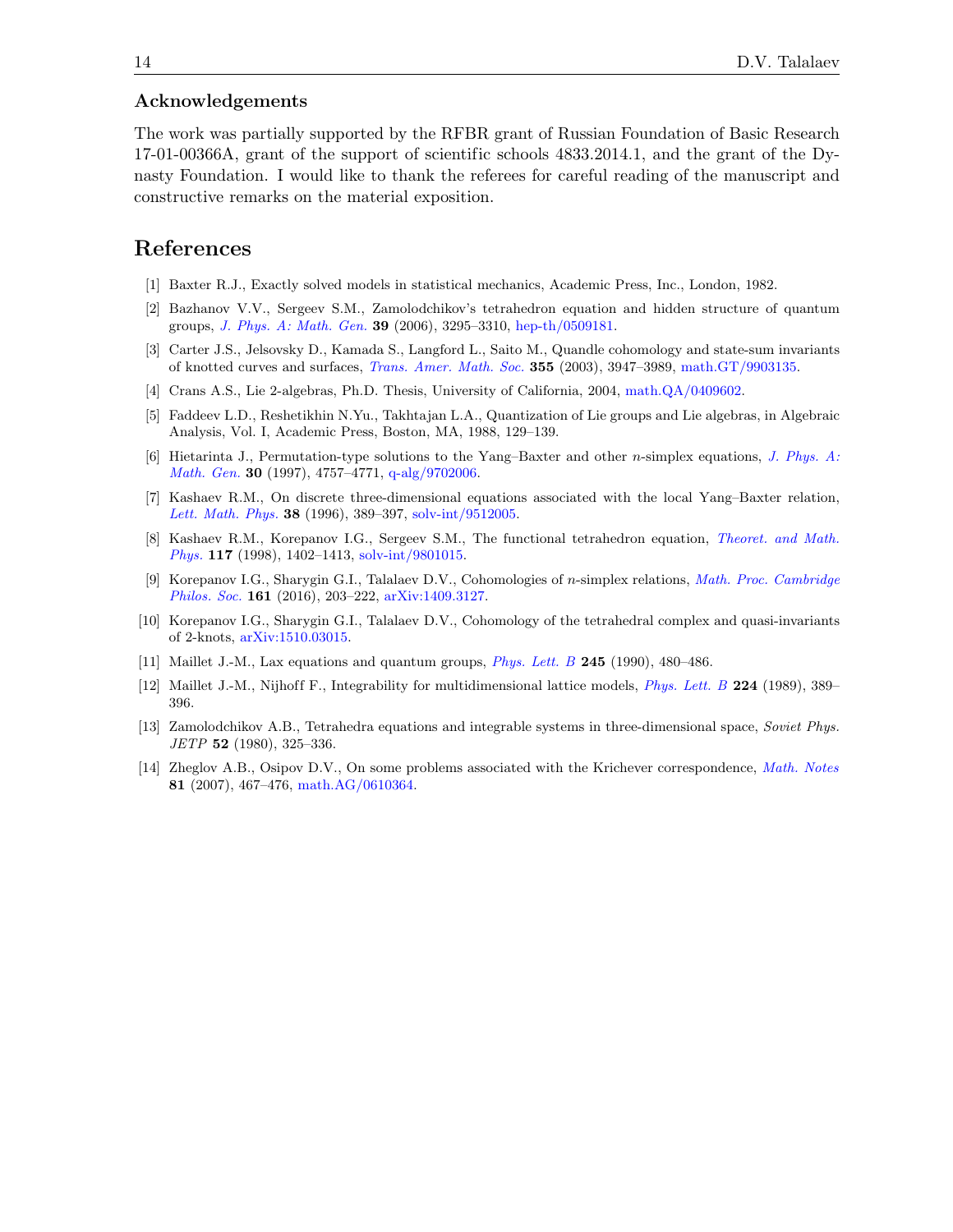### Acknowledgements

The work was partially supported by the RFBR grant of Russian Foundation of Basic Research 17-01-00366A, grant of the support of scientific schools 4833.2014.1, and the grant of the Dynasty Foundation. I would like to thank the referees for careful reading of the manuscript and constructive remarks on the material exposition.

## References

[1] Baxter R.J., Exactly solved models in statistical mechanics, Academic Press, Inc., London, 1982.

[2] Bazhanov V.V., Sergeev S.M., Zamolodchikov's tetrahedron equation and hidden structure of quantum groups, *J. Phys. A: Math. Gen.* **39** (2006), 3295–3310, hep-th/0509181.

[3] Carter J.S., Jelsovsky D., Kamada S., Langford L., Saito M., Quandle cohomology and state-sum invariants of knotted curves and surfaces, *Trans. Amer. Math. Soc.* **355** (2003), 3947–3989, math.GT/9903135.

[4] Crans A.S., Lie 2-algebras, Ph.D. Thesis, University of California, 2004, math.QA/0409602.

[5] Faddeev L.D., Reshetikhin N.Yu., Takhtajan L.A., Quantization of Lie groups and Lie algebras, in Algebraic Analysis, Vol. I, Academic Press, Boston, MA, 1988, 129–139.

[6] Hietarinta J., Permutation-type solutions to the Yang–Baxter and other $n$-simplex equations, *J. Phys. A: Math. Gen.* **30** (1997), 4757–4771, q-alg/9702006.

[7] Kashaev R.M., On discrete three-dimensional equations associated with the local Yang–Baxter relation, *Lett. Math. Phys.* **38** (1996), 389–397, solv-int/9512005.

[8] Kashaev R.M., Korepanov I.G., Sergeev S.M., The functional tetrahedron equation, *Theoret. and Math. Phys.* **117** (1998), 1402–1413, solv-int/9801015.

[9] Korepanov I.G., Sharygin G.I., Talalaev D.V., Cohomologies of $n$-simplex relations, *Math. Proc. Cambridge Philos. Soc.* **161** (2016), 203–222, arXiv:1409.3127.

[10] Korepanov I.G., Sharygin G.I., Talalaev D.V., Cohomology of the tetrahedral complex and quasi-invariants of 2-knots, arXiv:1510.03015.

[11] Maillet J.-M., Lax equations and quantum groups, *Phys. Lett. B* **245** (1990), 480–486.

[12] Maillet J.-M., Nijhoff F., Integrability for multidimensional lattice models, *Phys. Lett. B* **224** (1989), 389–396.

[13] Zamolodchikov A.B., Tetrahedra equations and integrable systems in three-dimensional space, *Soviet Phys. JETP* **52** (1980), 325–336.

[14] Zheglov A.B., Osipov D.V., On some problems associated with the Krichever correspondence, *Math. Notes* **81** (2007), 467–476, math.AG/0610364.